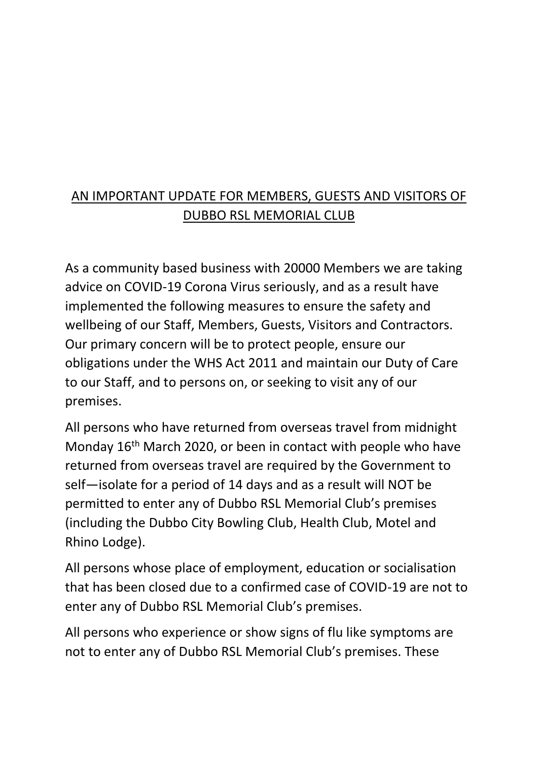# AN IMPORTANT UPDATE FOR MEMBERS, GUESTS AND VISITORS OF DUBBO RSL MEMORIAL CLUB

As a community based business with 20000 Members we are taking advice on COVID-19 Corona Virus seriously, and as a result have implemented the following measures to ensure the safety and wellbeing of our Staff, Members, Guests, Visitors and Contractors. Our primary concern will be to protect people, ensure our obligations under the WHS Act 2011 and maintain our Duty of Care to our Staff, and to persons on, or seeking to visit any of our premises.

All persons who have returned from overseas travel from midnight Monday 16th March 2020, or been in contact with people who have returned from overseas travel are required by the Government to self—isolate for a period of 14 days and as a result will NOT be permitted to enter any of Dubbo RSL Memorial Club's premises (including the Dubbo City Bowling Club, Health Club, Motel and Rhino Lodge).

All persons whose place of employment, education or socialisation that has been closed due to a confirmed case of COVID-19 are not to enter any of Dubbo RSL Memorial Club's premises.

All persons who experience or show signs of flu like symptoms are not to enter any of Dubbo RSL Memorial Club's premises. These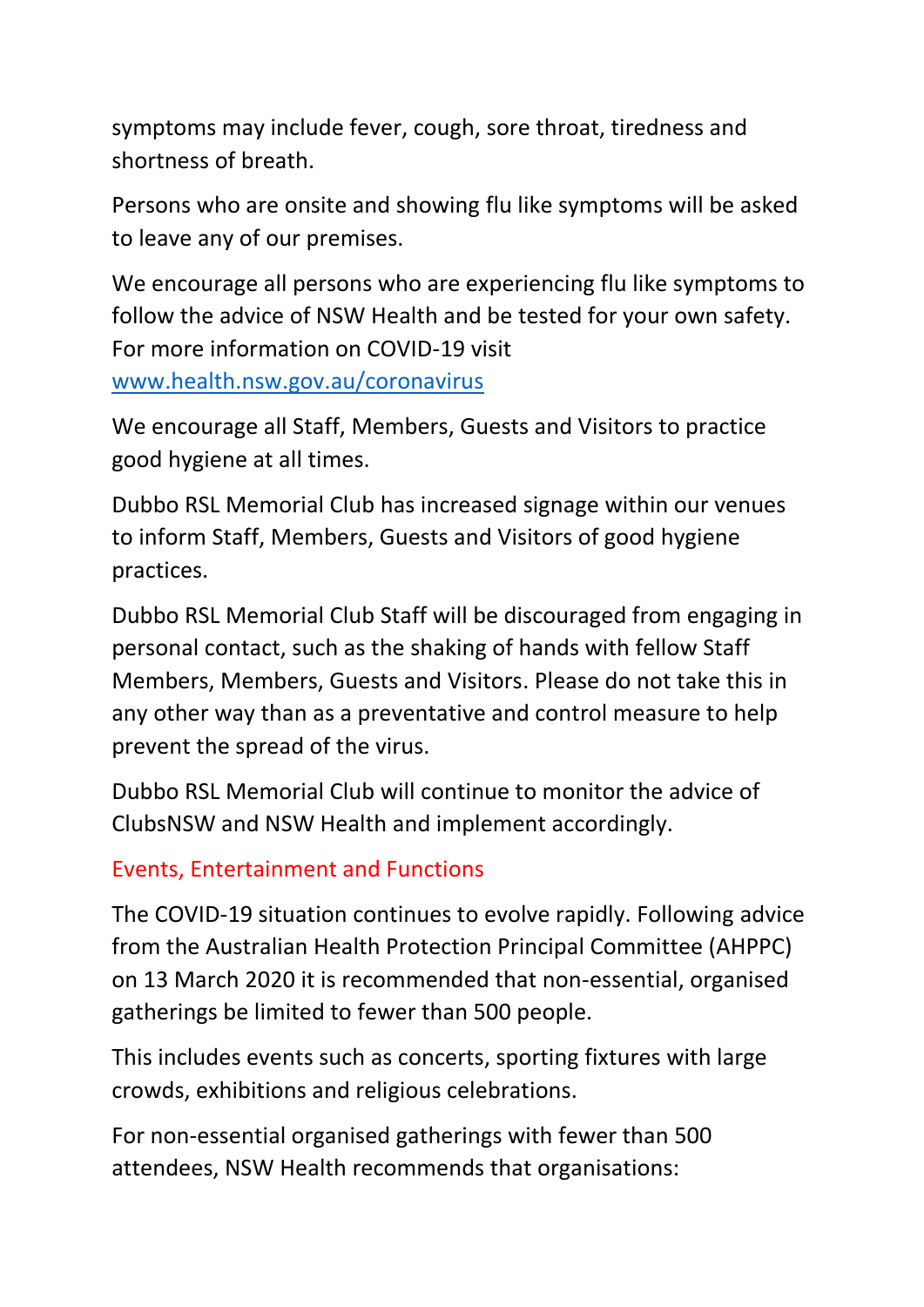symptoms may include fever, cough, sore throat, tiredness and shortness of breath.

Persons who are onsite and showing flu like symptoms will be asked to leave any of our premises.

We encourage all persons who are experiencing flu like symptoms to follow the advice of NSW Health and be tested for your own safety. For more information on COVID-19 visit [www.health.nsw.gov.au/coronavirus](http://www.health.nsw.gov.au/coronavirus)

We encourage all Staff, Members, Guests and Visitors to practice good hygiene at all times.

Dubbo RSL Memorial Club has increased signage within our venues to inform Staff, Members, Guests and Visitors of good hygiene practices.

Dubbo RSL Memorial Club Staff will be discouraged from engaging in personal contact, such as the shaking of hands with fellow Staff Members, Members, Guests and Visitors. Please do not take this in any other way than as a preventative and control measure to help prevent the spread of the virus.

Dubbo RSL Memorial Club will continue to monitor the advice of ClubsNSW and NSW Health and implement accordingly.

## Events, Entertainment and Functions

The COVID-19 situation continues to evolve rapidly. Following advice from the Australian Health Protection Principal Committee (AHPPC) on 13 March 2020 it is recommended that non-essential, organised gatherings be limited to fewer than 500 people.

This includes events such as concerts, sporting fixtures with large crowds, exhibitions and religious celebrations.

For non-essential organised gatherings with fewer than 500 attendees, NSW Health recommends that organisations: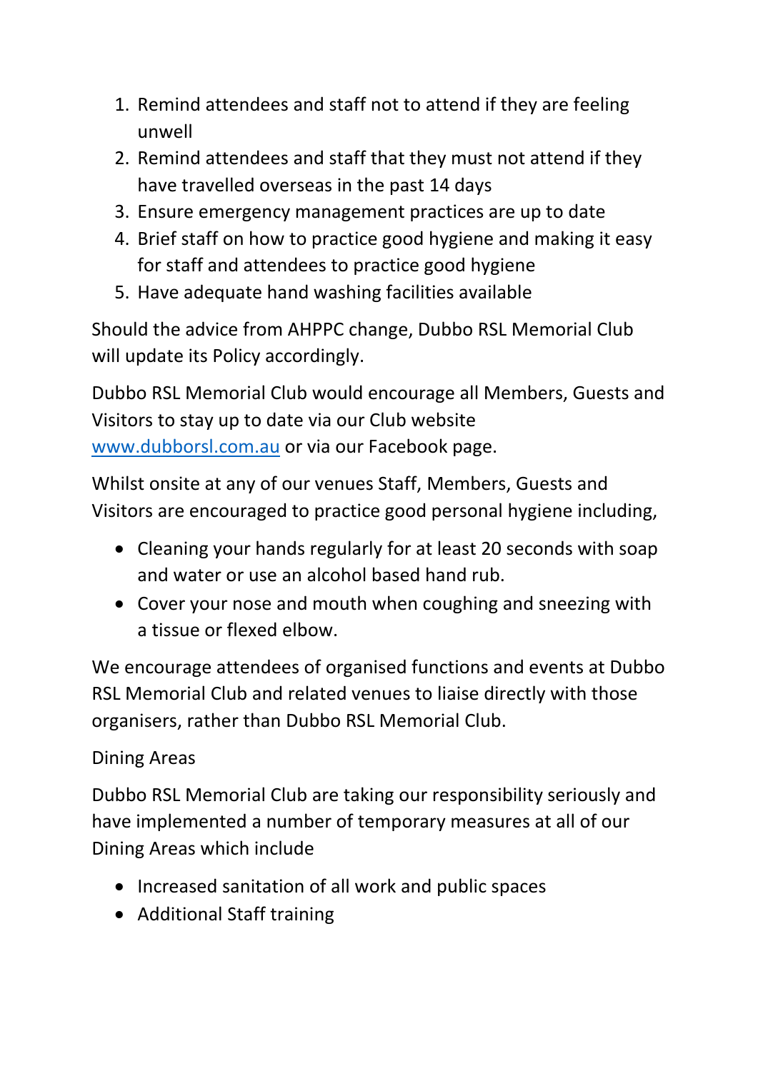1. Remind attendees and staff not to attend if they are feeling unwell
2. Remind attendees and staff that they must not attend if they have travelled overseas in the past 14 days
3. Ensure emergency management practices are up to date
4. Brief staff on how to practice good hygiene and making it easy for staff and attendees to practice good hygiene
5. Have adequate hand washing facilities available

Should the advice from AHPPC change, Dubbo RSL Memorial Club will update its Policy accordingly.

Dubbo RSL Memorial Club would encourage all Members, Guests and Visitors to stay up to date via our Club website [www.dubborsl.com.au](http://www.dubborsl.com.au) or via our Facebook page.

Whilst onsite at any of our venues Staff, Members, Guests and Visitors are encouraged to practice good personal hygiene including,

- Cleaning your hands regularly for at least 20 seconds with soap and water or use an alcohol based hand rub.
- Cover your nose and mouth when coughing and sneezing with a tissue or flexed elbow.

We encourage attendees of organised functions and events at Dubbo RSL Memorial Club and related venues to liaise directly with those organisers, rather than Dubbo RSL Memorial Club.

Dining Areas

Dubbo RSL Memorial Club are taking our responsibility seriously and have implemented a number of temporary measures at all of our Dining Areas which include

- Increased sanitation of all work and public spaces
- Additional Staff training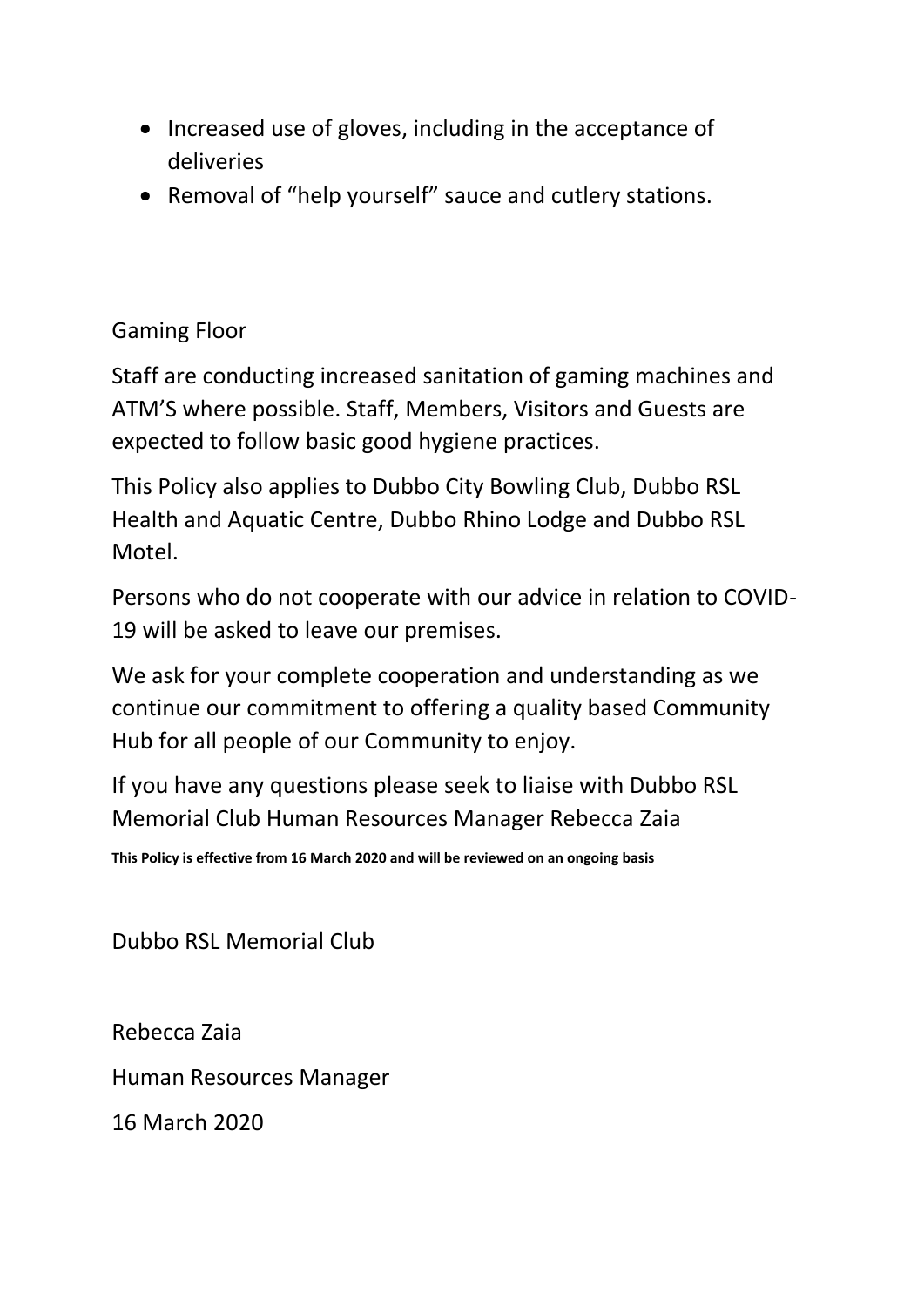- Increased use of gloves, including in the acceptance of deliveries
- Removal of “help yourself” sauce and cutlery stations.

Gaming Floor

Staff are conducting increased sanitation of gaming machines and ATM’S where possible. Staff, Members, Visitors and Guests are expected to follow basic good hygiene practices.

This Policy also applies to Dubbo City Bowling Club, Dubbo RSL Health and Aquatic Centre, Dubbo Rhino Lodge and Dubbo RSL Motel.

Persons who do not cooperate with our advice in relation to COVID-19 will be asked to leave our premises.

We ask for your complete cooperation and understanding as we continue our commitment to offering a quality based Community Hub for all people of our Community to enjoy.

If you have any questions please seek to liaise with Dubbo RSL Memorial Club Human Resources Manager Rebecca Zaia

**This Policy is effective from 16 March 2020 and will be reviewed on an ongoing basis**

Dubbo RSL Memorial Club

Rebecca Zaia

Human Resources Manager

16 March 2020